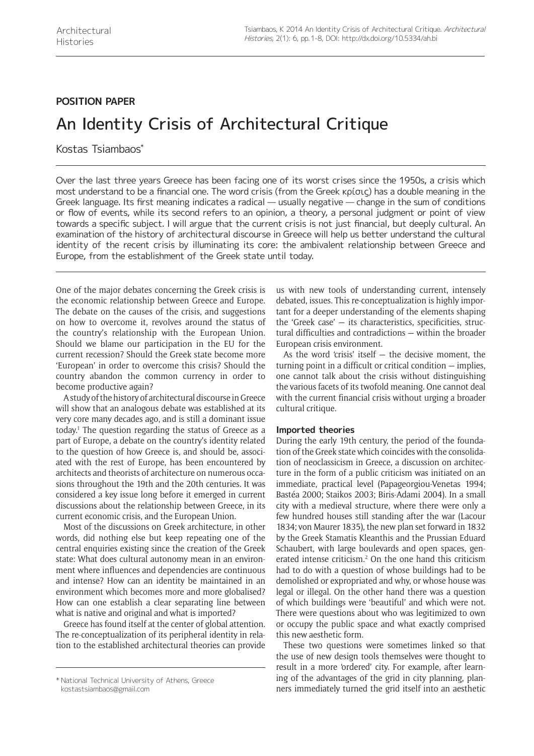POSITION PAPER

# An Identity Crisis of Architectural Critique

Kostas Tsiambaos*

Over the last three years Greece has been facing one of its worst crises since the 1950s, a crisis which most understand to be a financial one. The word crisis (from the Greek κρίσις) has a double meaning in the Greek language. Its first meaning indicates a radical — usually negative — change in the sum of conditions or flow of events, while its second refers to an opinion, a theory, a personal judgment or point of view towards a specific subject. I will argue that the current crisis is not just financial, but deeply cultural. An examination of the history of architectural discourse in Greece will help us better understand the cultural identity of the recent crisis by illuminating its core: the ambivalent relationship between Greece and Europe, from the establishment of the Greek state until today.

One of the major debates concerning the Greek crisis is the economic relationship between Greece and Europe. The debate on the causes of the crisis, and suggestions on how to overcome it, revolves around the status of the country's relationship with the European Union. Should we blame our participation in the EU for the current recession? Should the Greek state become more 'European' in order to overcome this crisis? Should the country abandon the common currency in order to become productive again?

A study of the history of architectural discourse in Greece will show that an analogous debate was established at its very core many decades ago, and is still a dominant issue today.[1] The question regarding the status of Greece as a part of Europe, a debate on the country's identity related to the question of how Greece is, and should be, associated with the rest of Europe, has been encountered by architects and theorists of architecture on numerous occasions throughout the 19th and the 20th centuries. It was considered a key issue long before it emerged in current discussions about the relationship between Greece, in its current economic crisis, and the European Union.

Most of the discussions on Greek architecture, in other words, did nothing else but keep repeating one of the central enquiries existing since the creation of the Greek state: What does cultural autonomy mean in an environment where influences and dependencies are continuous and intense? How can an identity be maintained in an environment which becomes more and more globalised? How can one establish a clear separating line between what is native and original and what is imported?

Greece has found itself at the center of global attention. The re-conceptualization of its peripheral identity in relation to the established architectural theories can provide us with new tools of understanding current, intensely debated, issues. This re-conceptualization is highly important for a deeper understanding of the elements shaping the 'Greek case' — its characteristics, specificities, structural difficulties and contradictions — within the broader European crisis environment.

As the word 'crisis' itself — the decisive moment, the turning point in a difficult or critical condition — implies, one cannot talk about the crisis without distinguishing the various facets of its twofold meaning. One cannot deal with the current financial crisis without urging a broader cultural critique.

### Imported theories

During the early 19th century, the period of the foundation of the Greek state which coincides with the consolidation of neoclassicism in Greece, a discussion on architecture in the form of a public criticism was initiated on an immediate, practical level (Papageorgiou-Venetas 1994; Bastéa 2000; Staikos 2003; Biris-Adami 2004). In a small city with a medieval structure, where there were only a few hundred houses still standing after the war (Lacour 1834; von Maurer 1835), the new plan set forward in 1832 by the Greek Stamatis Kleanthis and the Prussian Eduard Schaubert, with large boulevards and open spaces, generated intense criticism.[2] On the one hand this criticism had to do with a question of whose buildings had to be demolished or expropriated and why, or whose house was legal or illegal. On the other hand there was a question of which buildings were 'beautiful' and which were not. There were questions about who was legitimized to own or occupy the public space and what exactly comprised this new aesthetic form.

These two questions were sometimes linked so that the use of new design tools themselves were thought to result in a more 'ordered' city. For example, after learning of the advantages of the grid in city planning, planners immediately turned the grid itself into an aesthetic

\* National Technical University of Athens, Greece
kostastsiambaos@gmail.com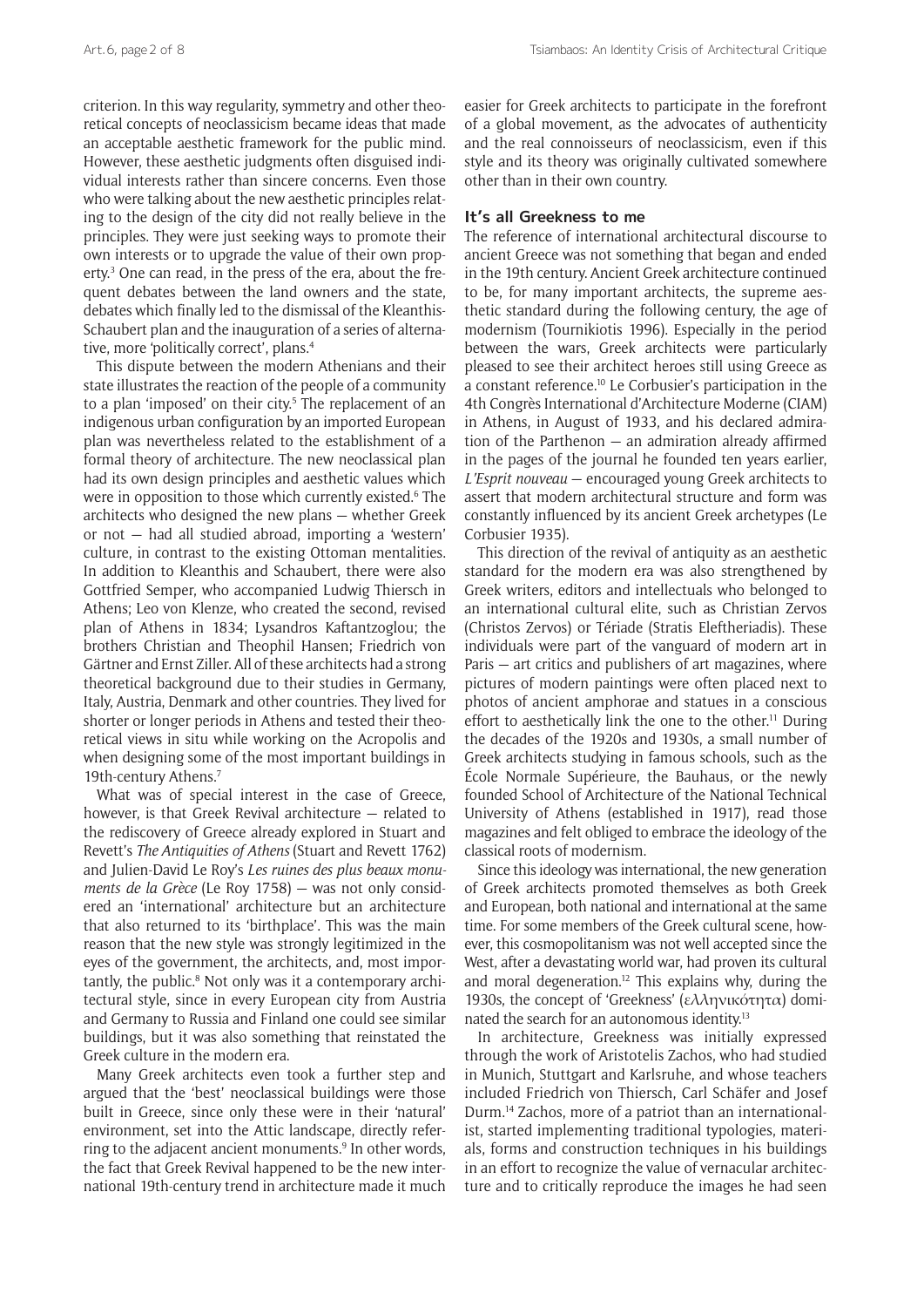criterion. In this way regularity, symmetry and other theoretical concepts of neoclassicism became ideas that made an acceptable aesthetic framework for the public mind. However, these aesthetic judgments often disguised individual interests rather than sincere concerns. Even those who were talking about the new aesthetic principles relating to the design of the city did not really believe in the principles. They were just seeking ways to promote their own interests or to upgrade the value of their own property.[3] One can read, in the press of the era, about the frequent debates between the land owners and the state, debates which finally led to the dismissal of the Kleanthis-Schaubert plan and the inauguration of a series of alternative, more 'politically correct', plans.[4]

This dispute between the modern Athenians and their state illustrates the reaction of the people of a community to a plan 'imposed' on their city.[5] The replacement of an indigenous urban configuration by an imported European plan was nevertheless related to the establishment of a formal theory of architecture. The new neoclassical plan had its own design principles and aesthetic values which were in opposition to those which currently existed.[6] The architects who designed the new plans — whether Greek or not — had all studied abroad, importing a 'western' culture, in contrast to the existing Ottoman mentalities. In addition to Kleanthis and Schaubert, there were also Gottfried Semper, who accompanied Ludwig Thiersch in Athens; Leo von Klenze, who created the second, revised plan of Athens in 1834; Lysandros Kaftantzoglou; the brothers Christian and Theophil Hansen; Friedrich von Gärtner and Ernst Ziller. All of these architects had a strong theoretical background due to their studies in Germany, Italy, Austria, Denmark and other countries. They lived for shorter or longer periods in Athens and tested their theoretical views in situ while working on the Acropolis and when designing some of the most important buildings in 19th-century Athens.[7]

What was of special interest in the case of Greece, however, is that Greek Revival architecture — related to the rediscovery of Greece already explored in Stuart and Revett's *The Antiquities of Athens* (Stuart and Revett 1762) and Julien-David Le Roy's *Les ruines des plus beaux monuments de la Grèce* (Le Roy 1758) — was not only considered an 'international' architecture but an architecture that also returned to its 'birthplace'. This was the main reason that the new style was strongly legitimized in the eyes of the government, the architects, and, most importantly, the public.[8] Not only was it a contemporary architectural style, since in every European city from Austria and Germany to Russia and Finland one could see similar buildings, but it was also something that reinstated the Greek culture in the modern era.

Many Greek architects even took a further step and argued that the 'best' neoclassical buildings were those built in Greece, since only these were in their 'natural' environment, set into the Attic landscape, directly referring to the adjacent ancient monuments.[9] In other words, the fact that Greek Revival happened to be the new international 19th-century trend in architecture made it much easier for Greek architects to participate in the forefront of a global movement, as the advocates of authenticity and the real connoisseurs of neoclassicism, even if this style and its theory was originally cultivated somewhere other than in their own country.

## It's all Greekness to me

The reference of international architectural discourse to ancient Greece was not something that began and ended in the 19th century. Ancient Greek architecture continued to be, for many important architects, the supreme aesthetic standard during the following century, the age of modernism (Tournikiotis 1996). Especially in the period between the wars, Greek architects were particularly pleased to see their architect heroes still using Greece as a constant reference.[10] Le Corbusier's participation in the 4th Congrès International d'Architecture Moderne (CIAM) in Athens, in August of 1933, and his declared admiration of the Parthenon — an admiration already affirmed in the pages of the journal he founded ten years earlier, *L'Esprit nouveau* — encouraged young Greek architects to assert that modern architectural structure and form was constantly influenced by its ancient Greek archetypes (Le Corbusier 1935).

This direction of the revival of antiquity as an aesthetic standard for the modern era was also strengthened by Greek writers, editors and intellectuals who belonged to an international cultural elite, such as Christian Zervos (Christos Zervos) or Tériade (Stratis Eleftheriadis). These individuals were part of the vanguard of modern art in Paris — art critics and publishers of art magazines, where pictures of modern paintings were often placed next to photos of ancient amphorae and statues in a conscious effort to aesthetically link the one to the other.[11] During the decades of the 1920s and 1930s, a small number of Greek architects studying in famous schools, such as the École Normale Supérieure, the Bauhaus, or the newly founded School of Architecture of the National Technical University of Athens (established in 1917), read those magazines and felt obliged to embrace the ideology of the classical roots of modernism.

Since this ideology was international, the new generation of Greek architects promoted themselves as both Greek and European, both national and international at the same time. For some members of the Greek cultural scene, however, this cosmopolitanism was not well accepted since the West, after a devastating world war, had proven its cultural and moral degeneration.[12] This explains why, during the 1930s, the concept of 'Greekness' (ελληνικότητα) dominated the search for an autonomous identity.[13]

In architecture, Greekness was initially expressed through the work of Aristotelis Zachos, who had studied in Munich, Stuttgart and Karlsruhe, and whose teachers included Friedrich von Thiersch, Carl Schäfer and Josef Durm.[14] Zachos, more of a patriot than an internationalist, started implementing traditional typologies, materials, forms and construction techniques in his buildings in an effort to recognize the value of vernacular architecture and to critically reproduce the images he had seen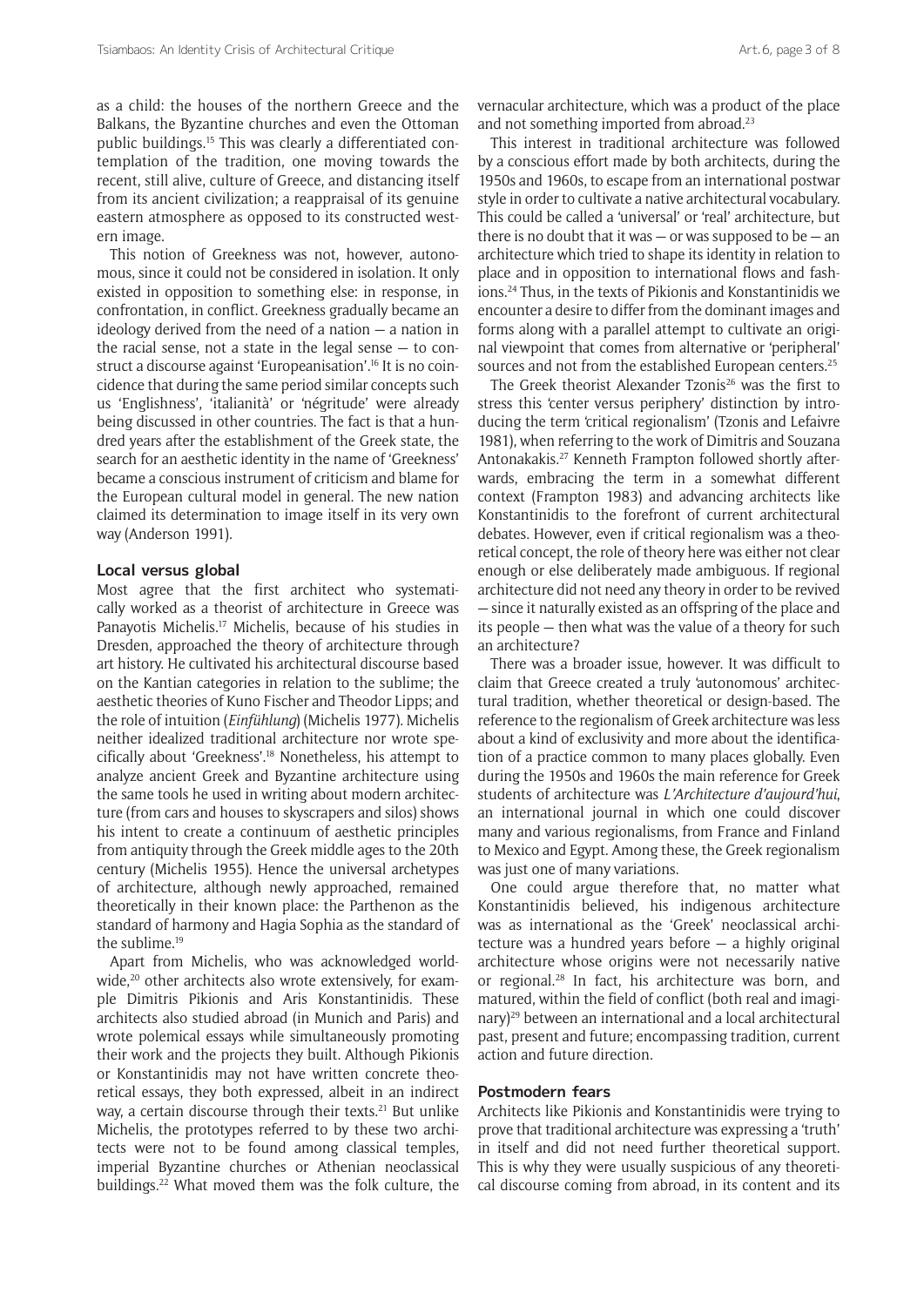as a child: the houses of the northern Greece and the Balkans, the Byzantine churches and even the Ottoman public buildings.[15] This was clearly a differentiated contemplation of the tradition, one moving towards the recent, still alive, culture of Greece, and distancing itself from its ancient civilization; a reappraisal of its genuine eastern atmosphere as opposed to its constructed western image.

This notion of Greekness was not, however, autonomous, since it could not be considered in isolation. It only existed in opposition to something else: in response, in confrontation, in conflict. Greekness gradually became an ideology derived from the need of a nation — a nation in the racial sense, not a state in the legal sense — to construct a discourse against 'Europeanisation'.[16] It is no coincidence that during the same period similar concepts such us 'Englishness', 'italianità' or 'négritude' were already being discussed in other countries. The fact is that a hundred years after the establishment of the Greek state, the search for an aesthetic identity in the name of 'Greekness' became a conscious instrument of criticism and blame for the European cultural model in general. The new nation claimed its determination to image itself in its very own way (Anderson 1991).

## Local versus global

Most agree that the first architect who systematically worked as a theorist of architecture in Greece was Panayotis Michelis.[17] Michelis, because of his studies in Dresden, approached the theory of architecture through art history. He cultivated his architectural discourse based on the Kantian categories in relation to the sublime; the aesthetic theories of Kuno Fischer and Theodor Lipps; and the role of intuition (*Einfühlung*) (Michelis 1977). Michelis neither idealized traditional architecture nor wrote specifically about 'Greekness'.[18] Nonetheless, his attempt to analyze ancient Greek and Byzantine architecture using the same tools he used in writing about modern architecture (from cars and houses to skyscrapers and silos) shows his intent to create a continuum of aesthetic principles from antiquity through the Greek middle ages to the 20th century (Michelis 1955). Hence the universal archetypes of architecture, although newly approached, remained theoretically in their known place: the Parthenon as the standard of harmony and Hagia Sophia as the standard of the sublime.[19]

Apart from Michelis, who was acknowledged worldwide,[20] other architects also wrote extensively, for example Dimitris Pikionis and Aris Konstantinidis. These architects also studied abroad (in Munich and Paris) and wrote polemical essays while simultaneously promoting their work and the projects they built. Although Pikionis or Konstantinidis may not have written concrete theoretical essays, they both expressed, albeit in an indirect way, a certain discourse through their texts.[21] But unlike Michelis, the prototypes referred to by these two architects were not to be found among classical temples, imperial Byzantine churches or Athenian neoclassical buildings.[22] What moved them was the folk culture, the vernacular architecture, which was a product of the place and not something imported from abroad.[23]

This interest in traditional architecture was followed by a conscious effort made by both architects, during the 1950s and 1960s, to escape from an international postwar style in order to cultivate a native architectural vocabulary. This could be called a 'universal' or 'real' architecture, but there is no doubt that it was — or was supposed to be — an architecture which tried to shape its identity in relation to place and in opposition to international flows and fashions.[24] Thus, in the texts of Pikionis and Konstantinidis we encounter a desire to differ from the dominant images and forms along with a parallel attempt to cultivate an original viewpoint that comes from alternative or 'peripheral' sources and not from the established European centers.[25]

The Greek theorist Alexander Tzonis[26] was the first to stress this 'center versus periphery' distinction by introducing the term 'critical regionalism' (Tzonis and Lefaivre 1981), when referring to the work of Dimitris and Souzana Antonakakis.[27] Kenneth Frampton followed shortly afterwards, embracing the term in a somewhat different context (Frampton 1983) and advancing architects like Konstantinidis to the forefront of current architectural debates. However, even if critical regionalism was a theoretical concept, the role of theory here was either not clear enough or else deliberately made ambiguous. If regional architecture did not need any theory in order to be revived — since it naturally existed as an offspring of the place and its people — then what was the value of a theory for such an architecture?

There was a broader issue, however. It was difficult to claim that Greece created a truly 'autonomous' architectural tradition, whether theoretical or design-based. The reference to the regionalism of Greek architecture was less about a kind of exclusivity and more about the identification of a practice common to many places globally. Even during the 1950s and 1960s the main reference for Greek students of architecture was *L'Architecture d'aujourd'hui*, an international journal in which one could discover many and various regionalisms, from France and Finland to Mexico and Egypt. Among these, the Greek regionalism was just one of many variations.

One could argue therefore that, no matter what Konstantinidis believed, his indigenous architecture was as international as the 'Greek' neoclassical architecture was a hundred years before — a highly original architecture whose origins were not necessarily native or regional.[28] In fact, his architecture was born, and matured, within the field of conflict (both real and imaginary)[29] between an international and a local architectural past, present and future; encompassing tradition, current action and future direction.

## Postmodern fears

Architects like Pikionis and Konstantinidis were trying to prove that traditional architecture was expressing a 'truth' in itself and did not need further theoretical support. This is why they were usually suspicious of any theoretical discourse coming from abroad, in its content and its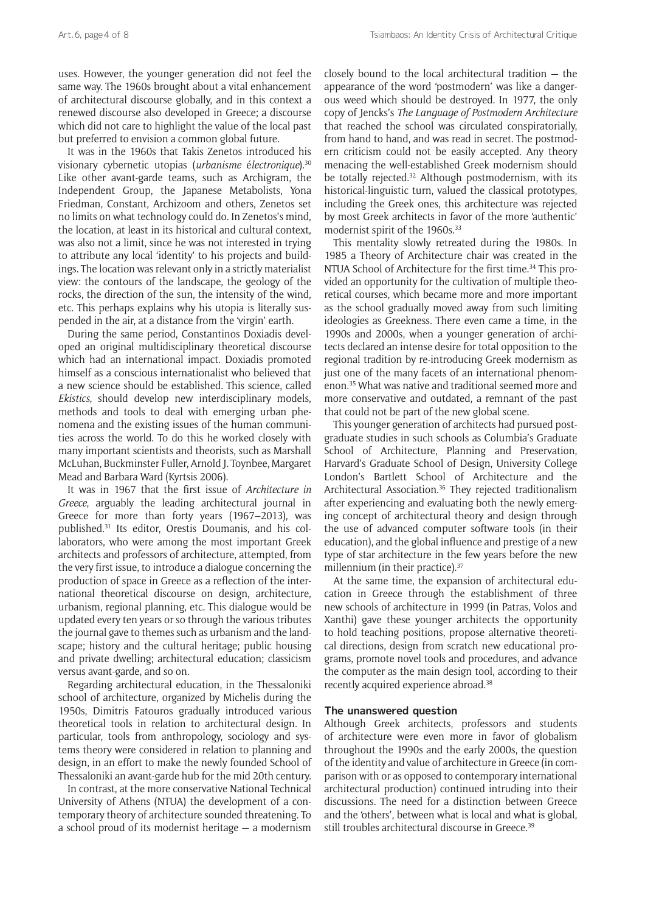uses. However, the younger generation did not feel the same way. The 1960s brought about a vital enhancement of architectural discourse globally, and in this context a renewed discourse also developed in Greece; a discourse which did not care to highlight the value of the local past but preferred to envision a common global future.

It was in the 1960s that Takis Zenetos introduced his visionary cybernetic utopias (*urbanisme électronique*).[30] Like other avant-garde teams, such as Archigram, the Independent Group, the Japanese Metabolists, Yona Friedman, Constant, Archizoom and others, Zenetos set no limits on what technology could do. In Zenetos's mind, the location, at least in its historical and cultural context, was also not a limit, since he was not interested in trying to attribute any local 'identity' to his projects and buildings. The location was relevant only in a strictly materialist view: the contours of the landscape, the geology of the rocks, the direction of the sun, the intensity of the wind, etc. This perhaps explains why his utopia is literally suspended in the air, at a distance from the 'virgin' earth.

During the same period, Constantinos Doxiadis developed an original multidisciplinary theoretical discourse which had an international impact. Doxiadis promoted himself as a conscious internationalist who believed that a new science should be established. This science, called *Ekistics*, should develop new interdisciplinary models, methods and tools to deal with emerging urban phenomena and the existing issues of the human communities across the world. To do this he worked closely with many important scientists and theorists, such as Marshall McLuhan, Buckminster Fuller, Arnold J. Toynbee, Margaret Mead and Barbara Ward (Kyrtsis 2006).

It was in 1967 that the first issue of *Architecture in Greece*, arguably the leading architectural journal in Greece for more than forty years (1967–2013), was published.[31] Its editor, Orestis Doumanis, and his collaborators, who were among the most important Greek architects and professors of architecture, attempted, from the very first issue, to introduce a dialogue concerning the production of space in Greece as a reflection of the international theoretical discourse on design, architecture, urbanism, regional planning, etc. This dialogue would be updated every ten years or so through the various tributes the journal gave to themes such as urbanism and the landscape; history and the cultural heritage; public housing and private dwelling; architectural education; classicism versus avant-garde, and so on.

Regarding architectural education, in the Thessaloniki school of architecture, organized by Michelis during the 1950s, Dimitris Fatouros gradually introduced various theoretical tools in relation to architectural design. In particular, tools from anthropology, sociology and systems theory were considered in relation to planning and design, in an effort to make the newly founded School of Thessaloniki an avant-garde hub for the mid 20th century.

In contrast, at the more conservative National Technical University of Athens (NTUA) the development of a contemporary theory of architecture sounded threatening. To a school proud of its modernist heritage — a modernism closely bound to the local architectural tradition — the appearance of the word 'postmodern' was like a dangerous weed which should be destroyed. In 1977, the only copy of Jencks's *The Language of Postmodern Architecture* that reached the school was circulated conspiratorially, from hand to hand, and was read in secret. The postmodern criticism could not be easily accepted. Any theory menacing the well-established Greek modernism should be totally rejected.[32] Although postmodernism, with its historical-linguistic turn, valued the classical prototypes, including the Greek ones, this architecture was rejected by most Greek architects in favor of the more 'authentic' modernist spirit of the 1960s.[33]

This mentality slowly retreated during the 1980s. In 1985 a Theory of Architecture chair was created in the NTUA School of Architecture for the first time.[34] This provided an opportunity for the cultivation of multiple theoretical courses, which became more and more important as the school gradually moved away from such limiting ideologies as Greekness. There even came a time, in the 1990s and 2000s, when a younger generation of architects declared an intense desire for total opposition to the regional tradition by re-introducing Greek modernism as just one of the many facets of an international phenomenon.[35] What was native and traditional seemed more and more conservative and outdated, a remnant of the past that could not be part of the new global scene.

This younger generation of architects had pursued postgraduate studies in such schools as Columbia's Graduate School of Architecture, Planning and Preservation, Harvard's Graduate School of Design, University College London's Bartlett School of Architecture and the Architectural Association.[36] They rejected traditionalism after experiencing and evaluating both the newly emerging concept of architectural theory and design through the use of advanced computer software tools (in their education), and the global influence and prestige of a new type of star architecture in the few years before the new millennium (in their practice).[37]

At the same time, the expansion of architectural education in Greece through the establishment of three new schools of architecture in 1999 (in Patras, Volos and Xanthi) gave these younger architects the opportunity to hold teaching positions, propose alternative theoretical directions, design from scratch new educational programs, promote novel tools and procedures, and advance the computer as the main design tool, according to their recently acquired experience abroad.[38]

## The unanswered question

Although Greek architects, professors and students of architecture were even more in favor of globalism throughout the 1990s and the early 2000s, the question of the identity and value of architecture in Greece (in comparison with or as opposed to contemporary international architectural production) continued intruding into their discussions. The need for a distinction between Greece and the 'others', between what is local and what is global, still troubles architectural discourse in Greece.[39]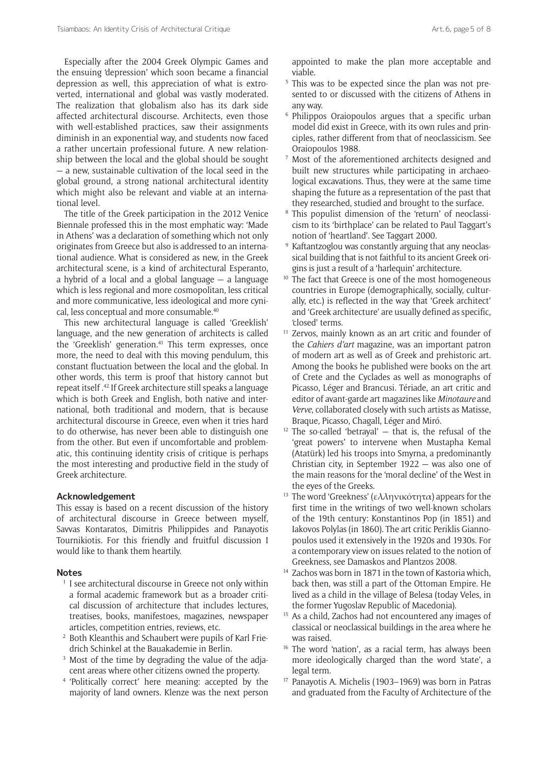Especially after the 2004 Greek Olympic Games and the ensuing 'depression' which soon became a financial depression as well, this appreciation of what is extroverted, international and global was vastly moderated. The realization that globalism also has its dark side affected architectural discourse. Architects, even those with well-established practices, saw their assignments diminish in an exponential way, and students now faced a rather uncertain professional future. A new relationship between the local and the global should be sought — a new, sustainable cultivation of the local seed in the global ground, a strong national architectural identity which might also be relevant and viable at an international level.

The title of the Greek participation in the 2012 Venice Biennale professed this in the most emphatic way: 'Made in Athens' was a declaration of something which not only originates from Greece but also is addressed to an international audience. What is considered as new, in the Greek architectural scene, is a kind of architectural Esperanto, a hybrid of a local and a global language — a language which is less regional and more cosmopolitan, less critical and more communicative, less ideological and more cynical, less conceptual and more consumable.[40]

This new architectural language is called 'Greeklish' language, and the new generation of architects is called the 'Greeklish' generation.[41] This term expresses, once more, the need to deal with this moving pendulum, this constant fluctuation between the local and the global. In other words, this term is proof that history cannot but repeat itself.[42] If Greek architecture still speaks a language which is both Greek and English, both native and international, both traditional and modern, that is because architectural discourse in Greece, even when it tries hard to do otherwise, has never been able to distinguish one from the other. But even if uncomfortable and problematic, this continuing identity crisis of critique is perhaps the most interesting and productive field in the study of Greek architecture.

## Acknowledgement

This essay is based on a recent discussion of the history of architectural discourse in Greece between myself, Savvas Kontaratos, Dimitris Philippides and Panayotis Tournikiotis. For this friendly and fruitful discussion I would like to thank them heartily.

## Notes

1. I see architectural discourse in Greece not only within a formal academic framework but as a broader critical discussion of architecture that includes lectures, treatises, books, manifestoes, magazines, newspaper articles, competition entries, reviews, etc.
2. Both Kleanthis and Schaubert were pupils of Karl Friedrich Schinkel at the Bauakademie in Berlin.
3. Most of the time by degrading the value of the adjacent areas where other citizens owned the property.
4. 'Politically correct' here meaning: accepted by the majority of land owners. Klenze was the next person appointed to make the plan more acceptable and viable.
5. This was to be expected since the plan was not presented to or discussed with the citizens of Athens in any way.
6. Philippos Oraiopoulos argues that a specific urban model did exist in Greece, with its own rules and principles, rather different from that of neoclassicism. See Oraiopoulos 1988.
7. Most of the aforementioned architects designed and built new structures while participating in archaeological excavations. Thus, they were at the same time shaping the future as a representation of the past that they researched, studied and brought to the surface.
8. This populist dimension of the 'return' of neoclassicism to its 'birthplace' can be related to Paul Taggart's notion of 'heartland'. See Taggart 2000.
9. Kaftantzoglou was constantly arguing that any neoclassical building that is not faithful to its ancient Greek origins is just a result of a 'harlequin' architecture.
10. The fact that Greece is one of the most homogeneous countries in Europe (demographically, socially, culturally, etc.) is reflected in the way that 'Greek architect' and 'Greek architecture' are usually defined as specific, 'closed' terms.
11. Zervos, mainly known as an art critic and founder of the *Cahiers d'art* magazine, was an important patron of modern art as well as of Greek and prehistoric art. Among the books he published were books on the art of Crete and the Cyclades as well as monographs of Picasso, Léger and Brancusi. Tériade, an art critic and editor of avant-garde art magazines like *Minotaure* and *Verve*, collaborated closely with such artists as Matisse, Braque, Picasso, Chagall, Léger and Miró.
12. The so-called 'betrayal' — that is, the refusal of the 'great powers' to intervene when Mustapha Kemal (Atatürk) led his troops into Smyrna, a predominantly Christian city, in September 1922 — was also one of the main reasons for the 'moral decline' of the West in the eyes of the Greeks.
13. The word 'Greekness' (ελληνικότητα) appears for the first time in the writings of two well-known scholars of the 19th century: Konstantinos Pop (in 1851) and Iakovos Polylas (in 1860). The art critic Periklis Giannopoulos used it extensively in the 1920s and 1930s. For a contemporary view on issues related to the notion of Greekness, see Damaskos and Plantzos 2008.
14. Zachos was born in 1871 in the town of Kastoria which, back then, was still a part of the Ottoman Empire. He lived as a child in the village of Belesa (today Veles, in the former Yugoslav Republic of Macedonia).
15. As a child, Zachos had not encountered any images of classical or neoclassical buildings in the area where he was raised.
16. The word 'nation', as a racial term, has always been more ideologically charged than the word 'state', a legal term.
17. Panayotis A. Michelis (1903–1969) was born in Patras and graduated from the Faculty of Architecture of the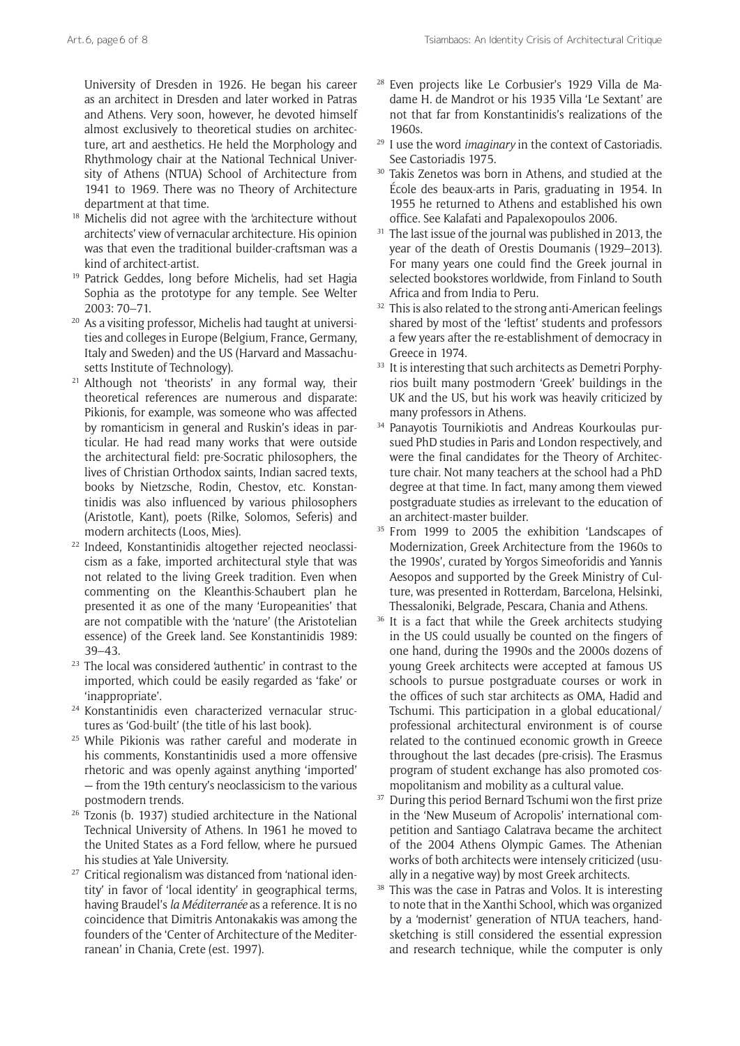University of Dresden in 1926. He began his career as an architect in Dresden and later worked in Patras and Athens. Very soon, however, he devoted himself almost exclusively to theoretical studies on architecture, art and aesthetics. He held the Morphology and Rhythmology chair at the National Technical University of Athens (NTUA) School of Architecture from 1941 to 1969. There was no Theory of Architecture department at that time.

[18] Michelis did not agree with the 'architecture without architects' view of vernacular architecture. His opinion was that even the traditional builder-craftsman was a kind of architect-artist.

[19] Patrick Geddes, long before Michelis, had set Hagia Sophia as the prototype for any temple. See Welter 2003: 70–71.

[20] As a visiting professor, Michelis had taught at universities and colleges in Europe (Belgium, France, Germany, Italy and Sweden) and the US (Harvard and Massachusetts Institute of Technology).

[21] Although not 'theorists' in any formal way, their theoretical references are numerous and disparate: Pikionis, for example, was someone who was affected by romanticism in general and Ruskin's ideas in particular. He had read many works that were outside the architectural field: pre-Socratic philosophers, the lives of Christian Orthodox saints, Indian sacred texts, books by Nietzsche, Rodin, Chestov, etc. Konstantinidis was also influenced by various philosophers (Aristotle, Kant), poets (Rilke, Solomos, Seferis) and modern architects (Loos, Mies).

[22] Indeed, Konstantinidis altogether rejected neoclassicism as a fake, imported architectural style that was not related to the living Greek tradition. Even when commenting on the Kleanthis-Schaubert plan he presented it as one of the many 'Europeanities' that are not compatible with the 'nature' (the Aristotelian essence) of the Greek land. See Konstantinidis 1989: 39–43.

[23] The local was considered 'authentic' in contrast to the imported, which could be easily regarded as 'fake' or 'inappropriate'.

[24] Konstantinidis even characterized vernacular structures as 'God-built' (the title of his last book).

[25] While Pikionis was rather careful and moderate in his comments, Konstantinidis used a more offensive rhetoric and was openly against anything 'imported' — from the 19th century's neoclassicism to the various postmodern trends.

[26] Tzonis (b. 1937) studied architecture in the National Technical University of Athens. In 1961 he moved to the United States as a Ford fellow, where he pursued his studies at Yale University.

[27] Critical regionalism was distanced from 'national identity' in favor of 'local identity' in geographical terms, having Braudel's *la Méditerranée* as a reference. It is no coincidence that Dimitris Antonakakis was among the founders of the 'Center of Architecture of the Mediterranean' in Chania, Crete (est. 1997).

[28] Even projects like Le Corbusier's 1929 Villa de Madame H. de Mandrot or his 1935 Villa 'Le Sextant' are not that far from Konstantinidis's realizations of the 1960s.

[29] I use the word *imaginary* in the context of Castoriadis. See Castoriadis 1975.

[30] Takis Zenetos was born in Athens, and studied at the École des beaux-arts in Paris, graduating in 1954. In 1955 he returned to Athens and established his own office. See Kalafati and Papalexopoulos 2006.

[31] The last issue of the journal was published in 2013, the year of the death of Orestis Doumanis (1929–2013). For many years one could find the Greek journal in selected bookstores worldwide, from Finland to South Africa and from India to Peru.

[32] This is also related to the strong anti-American feelings shared by most of the 'leftist' students and professors a few years after the re-establishment of democracy in Greece in 1974.

[33] It is interesting that such architects as Demetri Porphyrios built many postmodern 'Greek' buildings in the UK and the US, but his work was heavily criticized by many professors in Athens.

[34] Panayotis Tournikiotis and Andreas Kourkoulas pursued PhD studies in Paris and London respectively, and were the final candidates for the Theory of Architecture chair. Not many teachers at the school had a PhD degree at that time. In fact, many among them viewed postgraduate studies as irrelevant to the education of an architect-master builder.

[35] From 1999 to 2005 the exhibition 'Landscapes of Modernization, Greek Architecture from the 1960s to the 1990s', curated by Yorgos Simeoforidis and Yannis Aesopos and supported by the Greek Ministry of Culture, was presented in Rotterdam, Barcelona, Helsinki, Thessaloniki, Belgrade, Pescara, Chania and Athens.

[36] It is a fact that while the Greek architects studying in the US could usually be counted on the fingers of one hand, during the 1990s and the 2000s dozens of young Greek architects were accepted at famous US schools to pursue postgraduate courses or work in the offices of such star architects as OMA, Hadid and Tschumi. This participation in a global educational/professional architectural environment is of course related to the continued economic growth in Greece throughout the last decades (pre-crisis). The Erasmus program of student exchange has also promoted cosmopolitanism and mobility as a cultural value.

[37] During this period Bernard Tschumi won the first prize in the 'New Museum of Acropolis' international competition and Santiago Calatrava became the architect of the 2004 Athens Olympic Games. The Athenian works of both architects were intensely criticized (usually in a negative way) by most Greek architects.

[38] This was the case in Patras and Volos. It is interesting to note that in the Xanthi School, which was organized by a 'modernist' generation of NTUA teachers, hand-sketching is still considered the essential expression and research technique, while the computer is only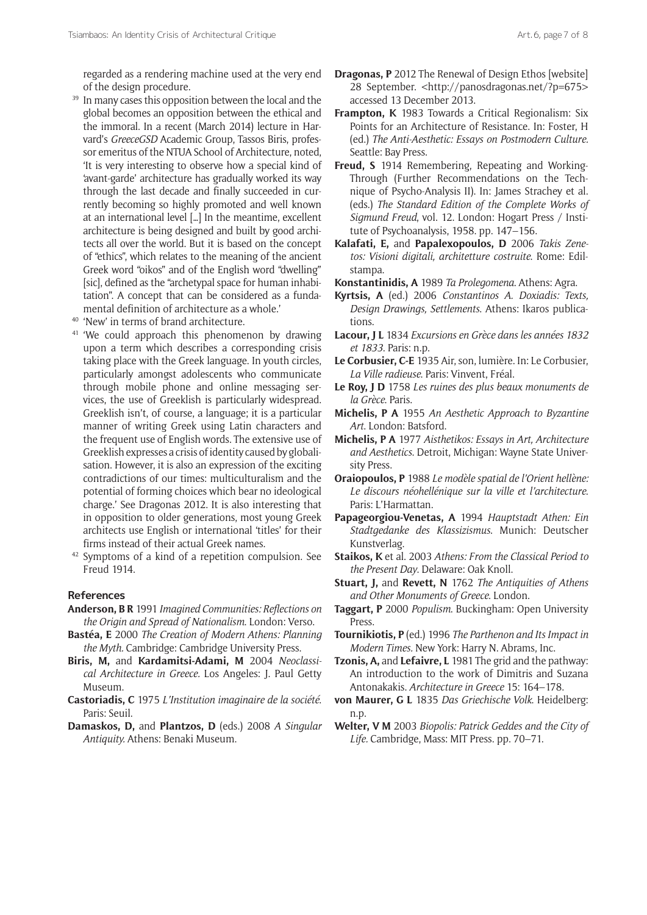regarded as a rendering machine used at the very end of the design procedure.

[39] In many cases this opposition between the local and the global becomes an opposition between the ethical and the immoral. In a recent (March 2014) lecture in Harvard's *GreeceGSD* Academic Group, Tassos Biris, professor emeritus of the NTUA School of Architecture, noted, 'It is very interesting to observe how a special kind of 'avant-garde' architecture has gradually worked its way through the last decade and finally succeeded in currently becoming so highly promoted and well known at an international level [...] In the meantime, excellent architecture is being designed and built by good architects all over the world. But it is based on the concept of "ethics", which relates to the meaning of the ancient Greek word "oikos" and of the English word "dwelling" [sic], defined as the "archetypal space for human inhabitation". A concept that can be considered as a fundamental definition of architecture as a whole.'

[40] 'New' in terms of brand architecture.

[41] 'We could approach this phenomenon by drawing upon a term which describes a corresponding crisis taking place with the Greek language. In youth circles, particularly amongst adolescents who communicate through mobile phone and online messaging services, the use of Greeklish is particularly widespread. Greeklish isn't, of course, a language; it is a particular manner of writing Greek using Latin characters and the frequent use of English words. The extensive use of Greeklish expresses a crisis of identity caused by globalisation. However, it is also an expression of the exciting contradictions of our times: multiculturalism and the potential of forming choices which bear no ideological charge.' See Dragonas 2012. It is also interesting that in opposition to older generations, most young Greek architects use English or international 'titles' for their firms instead of their actual Greek names.

[42] Symptoms of a kind of a repetition compulsion. See Freud 1914.

## References

**Anderson, B R** 1991 *Imagined Communities: Reflections on the Origin and Spread of Nationalism.* London: Verso.

**Bastéa, E** 2000 *The Creation of Modern Athens: Planning the Myth.* Cambridge: Cambridge University Press.

**Biris, M,** and **Kardamitsi-Adami, M** 2004 *Neoclassical Architecture in Greece.* Los Angeles: J. Paul Getty Museum.

**Castoriadis, C** 1975 *L'Institution imaginaire de la société.* Paris: Seuil.

**Damaskos, D,** and **Plantzos, D** (eds.) 2008 *A Singular Antiquity.* Athens: Benaki Museum.

**Dragonas, P** 2012 The Renewal of Design Ethos [website] 28 September. <http://panosdragonas.net/?p=675> accessed 13 December 2013.

**Frampton, K** 1983 Towards a Critical Regionalism: Six Points for an Architecture of Resistance. In: Foster, H (ed.) *The Anti-Aesthetic: Essays on Postmodern Culture.* Seattle: Bay Press.

**Freud, S** 1914 Remembering, Repeating and Working-Through (Further Recommendations on the Technique of Psycho-Analysis II). In: James Strachey et al. (eds.) *The Standard Edition of the Complete Works of Sigmund Freud*, vol. 12. London: Hogart Press / Institute of Psychoanalysis, 1958. pp. 147–156.

**Kalafati, E,** and **Papalexopoulos, D** 2006 *Takis Zenetos: Visioni digitali, architetture costruite.* Rome: Edilstampa.

**Konstantinidis, A** 1989 *Ta Prolegomena.* Athens: Agra.

**Kyrtsis, A** (ed.) 2006 *Constantinos A. Doxiadis: Texts, Design Drawings, Settlements.* Athens: Ikaros publications.

**Lacour, J L** 1834 *Excursions en Grèce dans les années 1832 et 1833.* Paris: n.p.

**Le Corbusier, C-E** 1935 Air, son, lumière. In: Le Corbusier, *La Ville radieuse.* Paris: Vinvent, Fréal.

**Le Roy, J D** 1758 *Les ruines des plus beaux monuments de la Grèce.* Paris.

**Michelis, P A** 1955 *An Aesthetic Approach to Byzantine Art.* London: Batsford.

**Michelis, P A** 1977 *Aisthetikos: Essays in Art, Architecture and Aesthetics.* Detroit, Michigan: Wayne State University Press.

**Oraiopoulos, P** 1988 *Le modèle spatial de l'Orient hellène: Le discours néohellénique sur la ville et l'architecture.* Paris: L'Harmattan.

**Papageorgiou-Venetas, A** 1994 *Hauptstadt Athen: Ein Stadtgedanke des Klassizismus.* Munich: Deutscher Kunstverlag.

**Staikos, K** et al. 2003 *Athens: From the Classical Period to the Present Day.* Delaware: Oak Knoll.

**Stuart, J,** and **Revett, N** 1762 *The Antiquities of Athens and Other Monuments of Greece.* London.

**Taggart, P** 2000 *Populism.* Buckingham: Open University Press.

**Tournikiotis, P** (ed.) 1996 *The Parthenon and Its Impact in Modern Times.* New York: Harry N. Abrams, Inc.

**Tzonis, A,** and **Lefaivre, L** 1981 The grid and the pathway: An introduction to the work of Dimitris and Suzana Antonakakis. *Architecture in Greece* 15: 164–178.

**von Maurer, G L** 1835 *Das Griechische Volk.* Heidelberg: n.p.

**Welter, V M** 2003 *Biopolis: Patrick Geddes and the City of Life.* Cambridge, Mass: MIT Press. pp. 70–71.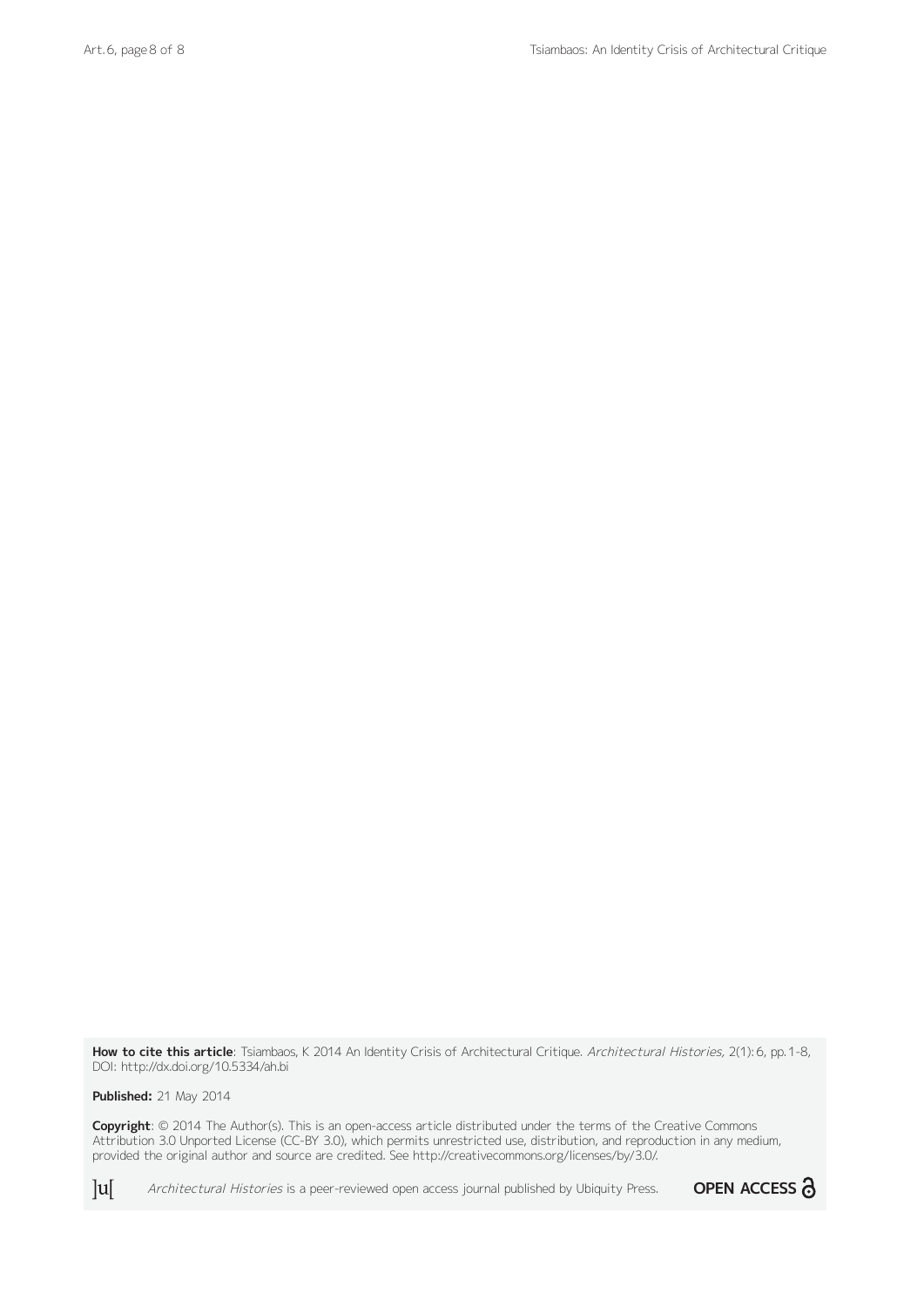**How to cite this article**: Tsiambaos, K 2014 An Identity Crisis of Architectural Critique. *Architectural Histories,* 2(1): 6, pp. 1-8, DOI: http://dx.doi.org/10.5334/ah.bi

**Published:** 21 May 2014

**Copyright**: © 2014 The Author(s). This is an open-access article distributed under the terms of the Creative Commons Attribution 3.0 Unported License (CC-BY 3.0), which permits unrestricted use, distribution, and reproduction in any medium, provided the original author and source are credited. See http://creativecommons.org/licenses/by/3.0/.

*Architectural Histories* is a peer-reviewed open access journal published by Ubiquity Press.

**OPEN ACCESS**